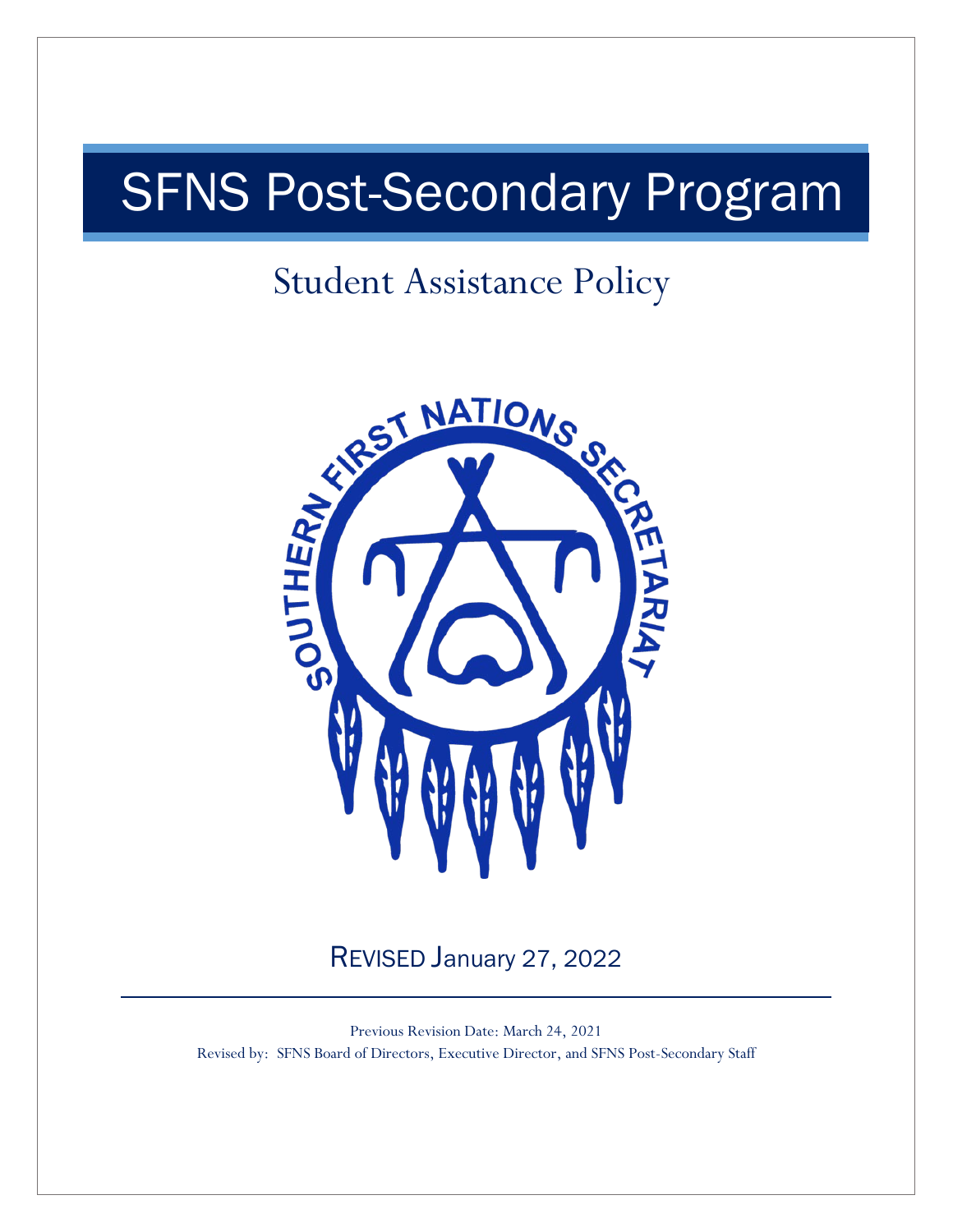# SFNS Post-Secondary Program

## Student Assistance Policy

REVISED January 27, 2022

Previous Revision Date: March 24, 2021

Revised by: SFNS Board of Directors, Executive Director, and SFNS Post-Secondary Staff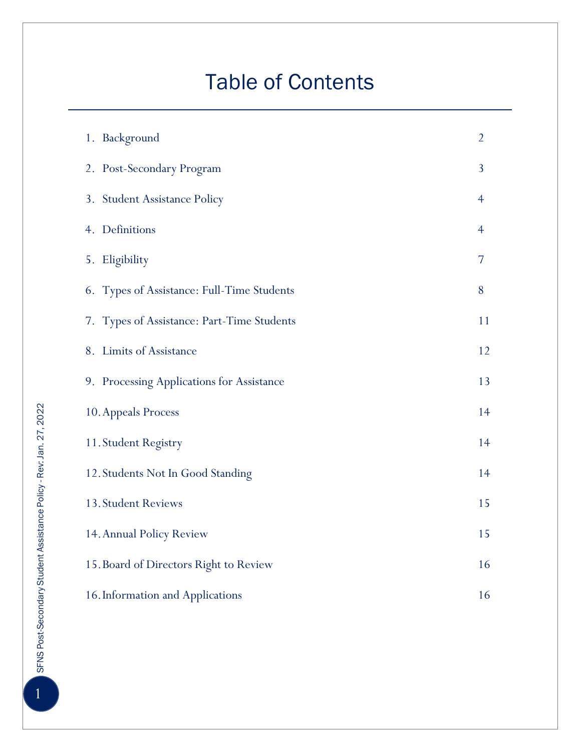# Table of Contents

| | |
|---|---|
| 1. Background | 2 |
| 2. Post-Secondary Program | 3 |
| 3. Student Assistance Policy | 4 |
| 4. Definitions | 4 |
| 5. Eligibility | 7 |
| 6. Types of Assistance: Full-Time Students | 8 |
| 7. Types of Assistance: Part-Time Students | 11 |
| 8. Limits of Assistance | 12 |
| 9. Processing Applications for Assistance | 13 |
| 10. Appeals Process | 14 |
| 11. Student Registry | 14 |
| 12. Students Not In Good Standing | 14 |
| 13. Student Reviews | 15 |
| 14. Annual Policy Review | 15 |
| 15. Board of Directors Right to Review | 16 |
| 16. Information and Applications | 16 |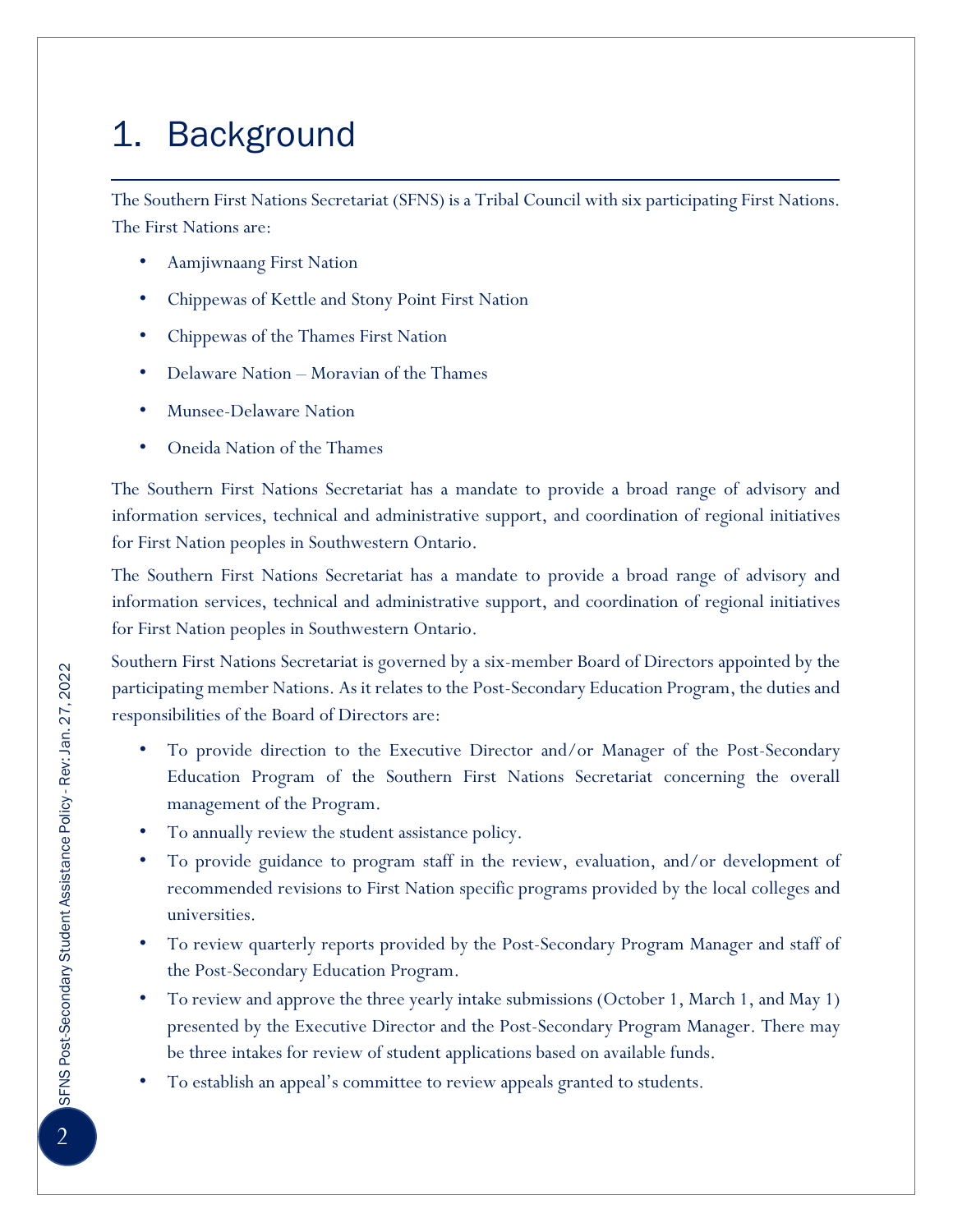# 1. Background

The Southern First Nations Secretariat (SFNS) is a Tribal Council with six participating First Nations. The First Nations are:

- Aamjiwnaang First Nation
- Chippewas of Kettle and Stony Point First Nation
- Chippewas of the Thames First Nation
- Delaware Nation – Moravian of the Thames
- Munsee-Delaware Nation
- Oneida Nation of the Thames

The Southern First Nations Secretariat has a mandate to provide a broad range of advisory and information services, technical and administrative support, and coordination of regional initiatives for First Nation peoples in Southwestern Ontario.

The Southern First Nations Secretariat has a mandate to provide a broad range of advisory and information services, technical and administrative support, and coordination of regional initiatives for First Nation peoples in Southwestern Ontario.

Southern First Nations Secretariat is governed by a six-member Board of Directors appointed by the participating member Nations. As it relates to the Post-Secondary Education Program, the duties and responsibilities of the Board of Directors are:

- To provide direction to the Executive Director and/or Manager of the Post-Secondary Education Program of the Southern First Nations Secretariat concerning the overall management of the Program.
- To annually review the student assistance policy.
- To provide guidance to program staff in the review, evaluation, and/or development of recommended revisions to First Nation specific programs provided by the local colleges and universities.
- To review quarterly reports provided by the Post-Secondary Program Manager and staff of the Post-Secondary Education Program.
- To review and approve the three yearly intake submissions (October 1, March 1, and May 1) presented by the Executive Director and the Post-Secondary Program Manager. There may be three intakes for review of student applications based on available funds.
- To establish an appeal's committee to review appeals granted to students.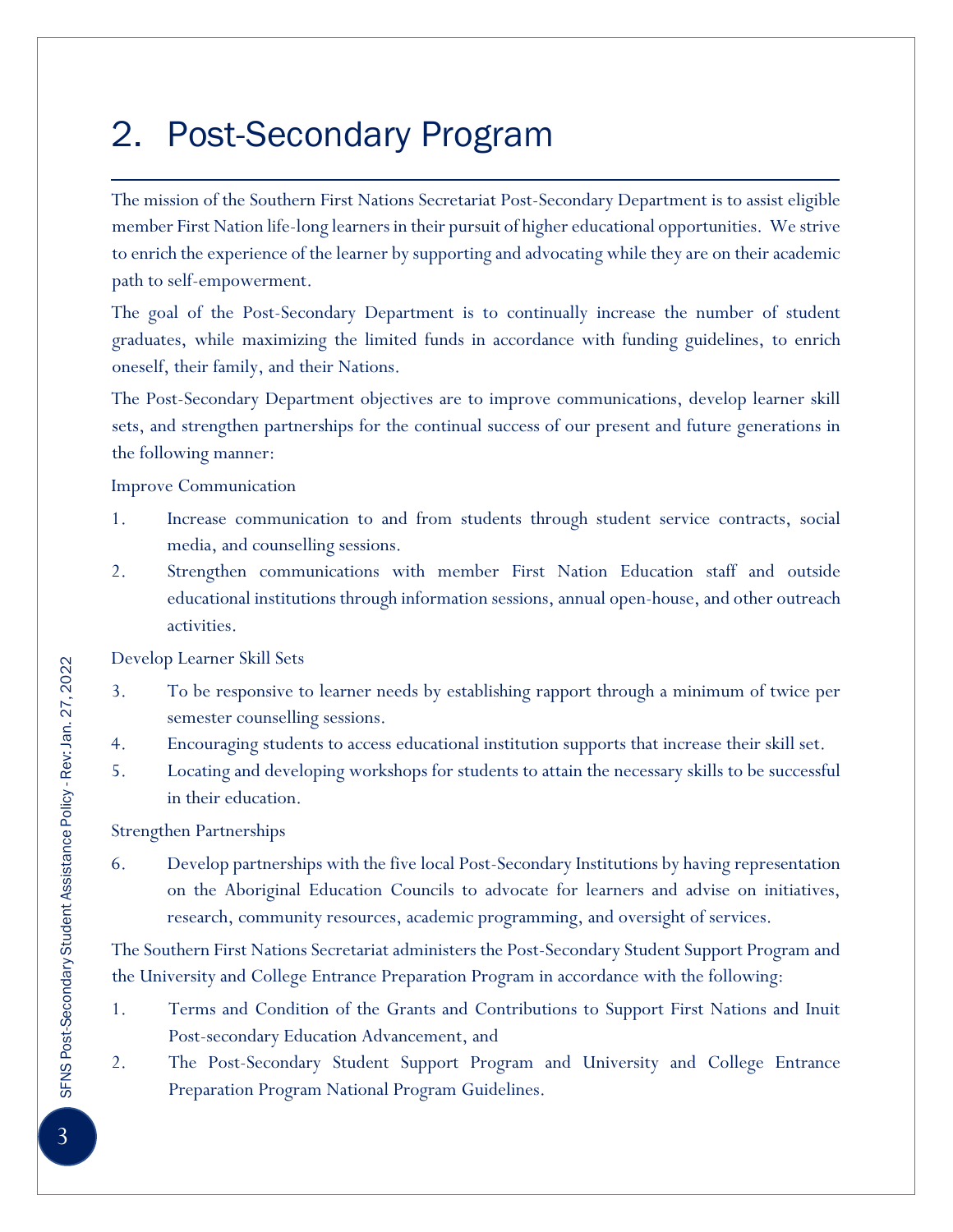# 2. Post-Secondary Program

The mission of the Southern First Nations Secretariat Post-Secondary Department is to assist eligible member First Nation life-long learners in their pursuit of higher educational opportunities. We strive to enrich the experience of the learner by supporting and advocating while they are on their academic path to self-empowerment.

The goal of the Post-Secondary Department is to continually increase the number of student graduates, while maximizing the limited funds in accordance with funding guidelines, to enrich oneself, their family, and their Nations.

The Post-Secondary Department objectives are to improve communications, develop learner skill sets, and strengthen partnerships for the continual success of our present and future generations in the following manner:

Improve Communication

1. Increase communication to and from students through student service contracts, social media, and counselling sessions.
2. Strengthen communications with member First Nation Education staff and outside educational institutions through information sessions, annual open-house, and other outreach activities.

Develop Learner Skill Sets

3. To be responsive to learner needs by establishing rapport through a minimum of twice per semester counselling sessions.
4. Encouraging students to access educational institution supports that increase their skill set.
5. Locating and developing workshops for students to attain the necessary skills to be successful in their education.

Strengthen Partnerships

6. Develop partnerships with the five local Post-Secondary Institutions by having representation on the Aboriginal Education Councils to advocate for learners and advise on initiatives, research, community resources, academic programming, and oversight of services.

The Southern First Nations Secretariat administers the Post-Secondary Student Support Program and the University and College Entrance Preparation Program in accordance with the following:

1. Terms and Condition of the Grants and Contributions to Support First Nations and Inuit Post-secondary Education Advancement, and
2. The Post-Secondary Student Support Program and University and College Entrance Preparation Program National Program Guidelines.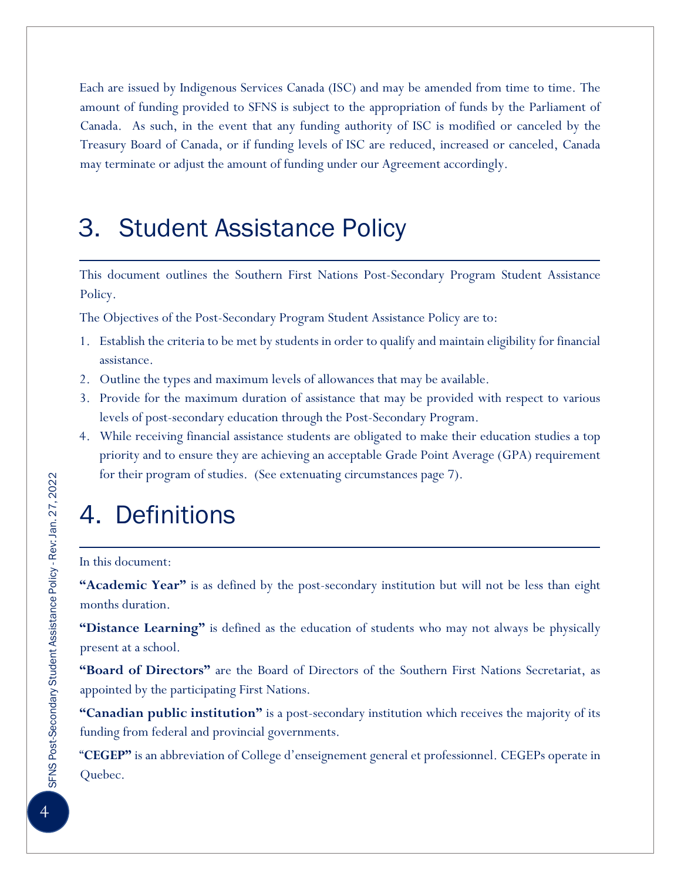Each are issued by Indigenous Services Canada (ISC) and may be amended from time to time. The amount of funding provided to SFNS is subject to the appropriation of funds by the Parliament of Canada. As such, in the event that any funding authority of ISC is modified or canceled by the Treasury Board of Canada, or if funding levels of ISC are reduced, increased or canceled, Canada may terminate or adjust the amount of funding under our Agreement accordingly.

# 3. Student Assistance Policy

This document outlines the Southern First Nations Post-Secondary Program Student Assistance Policy.

The Objectives of the Post-Secondary Program Student Assistance Policy are to:

1. Establish the criteria to be met by students in order to qualify and maintain eligibility for financial assistance.
2. Outline the types and maximum levels of allowances that may be available.
3. Provide for the maximum duration of assistance that may be provided with respect to various levels of post-secondary education through the Post-Secondary Program.
4. While receiving financial assistance students are obligated to make their education studies a top priority and to ensure they are achieving an acceptable Grade Point Average (GPA) requirement for their program of studies. (See extenuating circumstances page 7).

# 4. Definitions

In this document:

**"Academic Year"** is as defined by the post-secondary institution but will not be less than eight months duration.

**"Distance Learning"** is defined as the education of students who may not always be physically present at a school.

**"Board of Directors"** are the Board of Directors of the Southern First Nations Secretariat, as appointed by the participating First Nations.

**"Canadian public institution"** is a post-secondary institution which receives the majority of its funding from federal and provincial governments.

"**CEGEP"** is an abbreviation of College d'enseignement general et professionnel. CEGEPs operate in Quebec.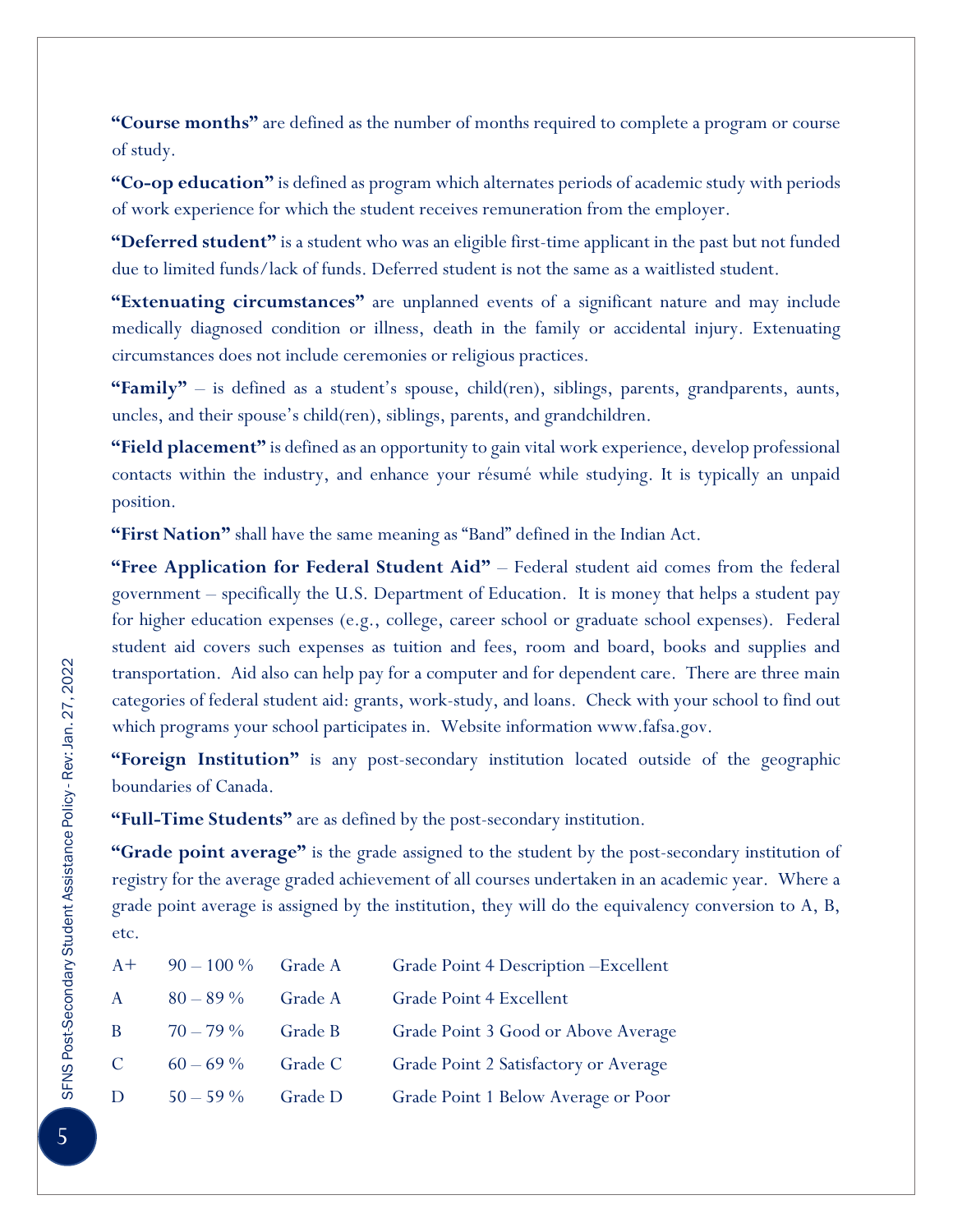**"Course months"** are defined as the number of months required to complete a program or course of study.

**"Co-op education"** is defined as program which alternates periods of academic study with periods of work experience for which the student receives remuneration from the employer.

**"Deferred student"** is a student who was an eligible first-time applicant in the past but not funded due to limited funds/lack of funds. Deferred student is not the same as a waitlisted student.

**"Extenuating circumstances"** are unplanned events of a significant nature and may include medically diagnosed condition or illness, death in the family or accidental injury. Extenuating circumstances does not include ceremonies or religious practices.

**"Family"** – is defined as a student's spouse, child(ren), siblings, parents, grandparents, aunts, uncles, and their spouse's child(ren), siblings, parents, and grandchildren.

**"Field placement"** is defined as an opportunity to gain vital work experience, develop professional contacts within the industry, and enhance your résumé while studying. It is typically an unpaid position.

**"First Nation"** shall have the same meaning as "Band" defined in the Indian Act.

**"Free Application for Federal Student Aid"** – Federal student aid comes from the federal government – specifically the U.S. Department of Education. It is money that helps a student pay for higher education expenses (e.g., college, career school or graduate school expenses). Federal student aid covers such expenses as tuition and fees, room and board, books and supplies and transportation. Aid also can help pay for a computer and for dependent care. There are three main categories of federal student aid: grants, work-study, and loans. Check with your school to find out which programs your school participates in. Website information www.fafsa.gov.

**"Foreign Institution"** is any post-secondary institution located outside of the geographic boundaries of Canada.

**"Full-Time Students"** are as defined by the post-secondary institution.

**"Grade point average"** is the grade assigned to the student by the post-secondary institution of registry for the average graded achievement of all courses undertaken in an academic year. Where a grade point average is assigned by the institution, they will do the equivalency conversion to A, B, etc.

| | | | |
|---|---|---|---|
| A+ | 90 – 100 % | Grade A | Grade Point 4 Description –Excellent |
| A | 80 – 89 % | Grade A | Grade Point 4 Excellent |
| B | 70 – 79 % | Grade B | Grade Point 3 Good or Above Average |
| C | 60 – 69 % | Grade C | Grade Point 2 Satisfactory or Average |
| D | 50 – 59 % | Grade D | Grade Point 1 Below Average or Poor |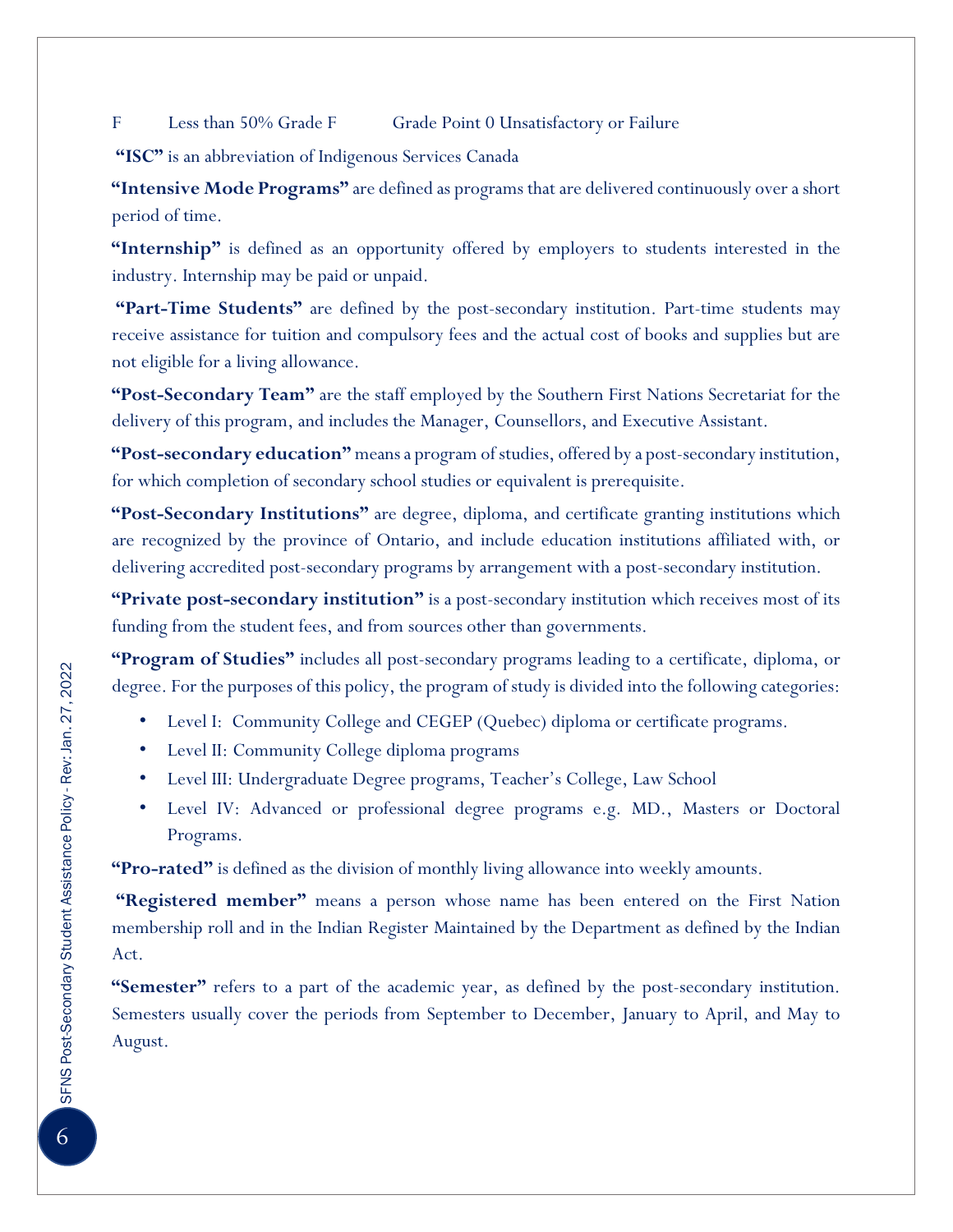F Less than 50% Grade F Grade Point 0 Unsatisfactory or Failure

**"ISC"** is an abbreviation of Indigenous Services Canada

**"Intensive Mode Programs"** are defined as programs that are delivered continuously over a short period of time.

**"Internship"** is defined as an opportunity offered by employers to students interested in the industry. Internship may be paid or unpaid.

**"Part-Time Students"** are defined by the post-secondary institution. Part-time students may receive assistance for tuition and compulsory fees and the actual cost of books and supplies but are not eligible for a living allowance.

**"Post-Secondary Team"** are the staff employed by the Southern First Nations Secretariat for the delivery of this program, and includes the Manager, Counsellors, and Executive Assistant.

**"Post-secondary education"** means a program of studies, offered by a post-secondary institution, for which completion of secondary school studies or equivalent is prerequisite.

**"Post-Secondary Institutions"** are degree, diploma, and certificate granting institutions which are recognized by the province of Ontario, and include education institutions affiliated with, or delivering accredited post-secondary programs by arrangement with a post-secondary institution.

**"Private post-secondary institution"** is a post-secondary institution which receives most of its funding from the student fees, and from sources other than governments.

**"Program of Studies"** includes all post-secondary programs leading to a certificate, diploma, or degree. For the purposes of this policy, the program of study is divided into the following categories:

- Level I: Community College and CEGEP (Quebec) diploma or certificate programs.
- Level II: Community College diploma programs
- Level III: Undergraduate Degree programs, Teacher's College, Law School
- Level IV: Advanced or professional degree programs e.g. MD., Masters or Doctoral Programs.

**"Pro-rated"** is defined as the division of monthly living allowance into weekly amounts.

**"Registered member"** means a person whose name has been entered on the First Nation membership roll and in the Indian Register Maintained by the Department as defined by the Indian Act.

**"Semester"** refers to a part of the academic year, as defined by the post-secondary institution. Semesters usually cover the periods from September to December, January to April, and May to August.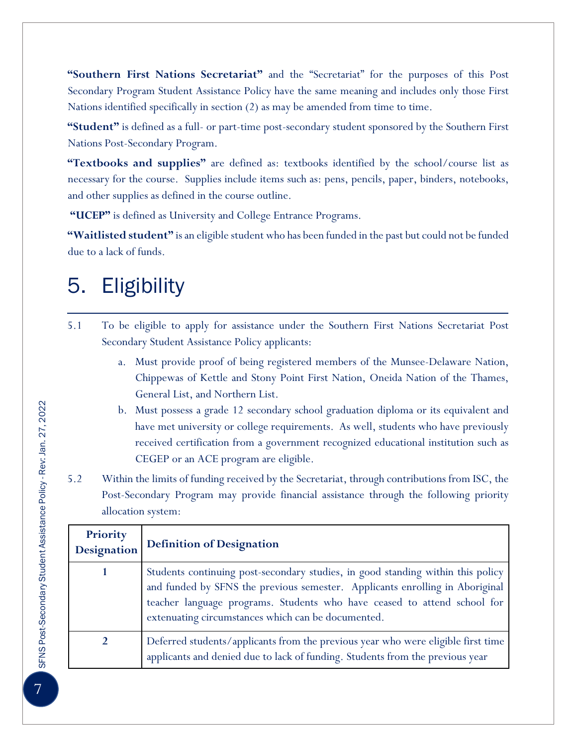**"Southern First Nations Secretariat"** and the "Secretariat" for the purposes of this Post Secondary Program Student Assistance Policy have the same meaning and includes only those First Nations identified specifically in section (2) as may be amended from time to time.

**"Student"** is defined as a full- or part-time post-secondary student sponsored by the Southern First Nations Post-Secondary Program.

**"Textbooks and supplies"** are defined as: textbooks identified by the school/course list as necessary for the course. Supplies include items such as: pens, pencils, paper, binders, notebooks, and other supplies as defined in the course outline.

**"UCEP"** is defined as University and College Entrance Programs.

**"Waitlisted student"** is an eligible student who has been funded in the past but could not be funded due to a lack of funds.

# 5. Eligibility

5.1 To be eligible to apply for assistance under the Southern First Nations Secretariat Post Secondary Student Assistance Policy applicants:

a. Must provide proof of being registered members of the Munsee-Delaware Nation, Chippewas of Kettle and Stony Point First Nation, Oneida Nation of the Thames, General List, and Northern List.

b. Must possess a grade 12 secondary school graduation diploma or its equivalent and have met university or college requirements. As well, students who have previously received certification from a government recognized educational institution such as CEGEP or an ACE program are eligible.

5.2 Within the limits of funding received by the Secretariat, through contributions from ISC, the Post-Secondary Program may provide financial assistance through the following priority allocation system:

| Priority Designation | Definition of Designation |
|---|---|
| 1 | Students continuing post-secondary studies, in good standing within this policy and funded by SFNS the previous semester. Applicants enrolling in Aboriginal teacher language programs. Students who have ceased to attend school for extenuating circumstances which can be documented. |
| 2 | Deferred students/applicants from the previous year who were eligible first time applicants and denied due to lack of funding. Students from the previous year |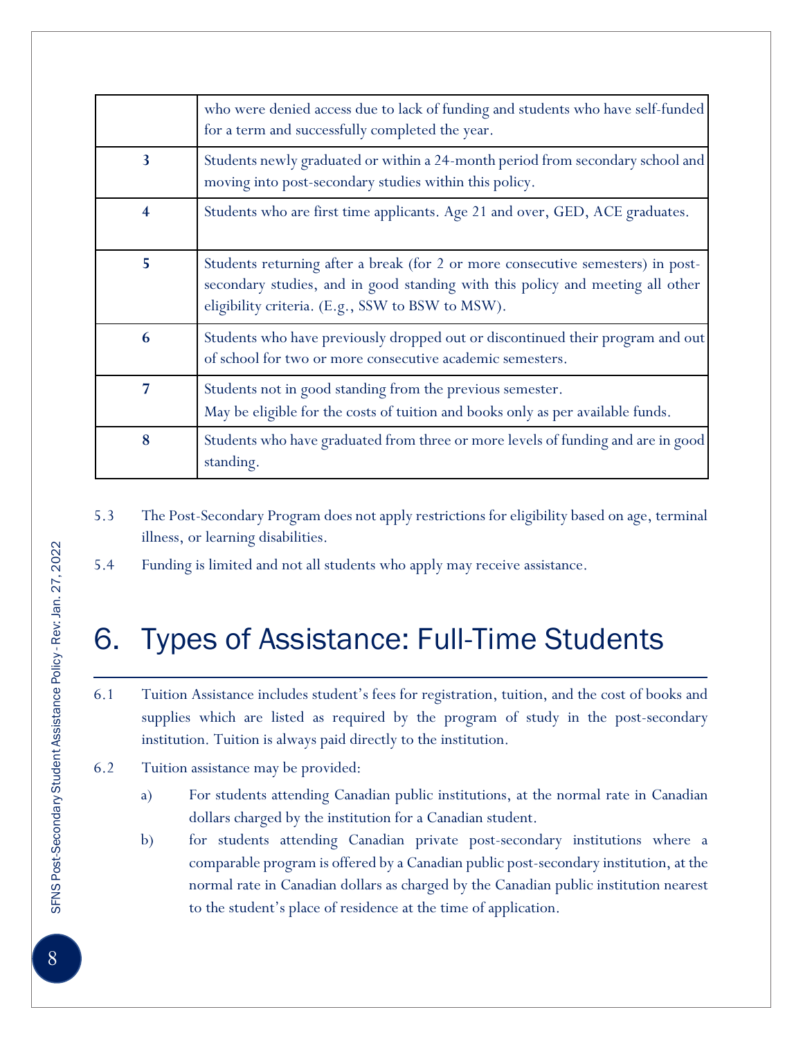|  |  |
|---|---|
|  | who were denied access due to lack of funding and students who have self-funded for a term and successfully completed the year. |
| **3** | Students newly graduated or within a 24-month period from secondary school and moving into post-secondary studies within this policy. |
| **4** | Students who are first time applicants. Age 21 and over, GED, ACE graduates. |
| **5** | Students returning after a break (for 2 or more consecutive semesters) in post-secondary studies, and in good standing with this policy and meeting all other eligibility criteria. (E.g., SSW to BSW to MSW). |
| **6** | Students who have previously dropped out or discontinued their program and out of school for two or more consecutive academic semesters. |
| **7** | Students not in good standing from the previous semester.<br>May be eligible for the costs of tuition and books only as per available funds. |
| **8** | Students who have graduated from three or more levels of funding and are in good standing. |

5.3 The Post-Secondary Program does not apply restrictions for eligibility based on age, terminal illness, or learning disabilities.

5.4 Funding is limited and not all students who apply may receive assistance.

# 6. Types of Assistance: Full-Time Students

6.1 Tuition Assistance includes student's fees for registration, tuition, and the cost of books and supplies which are listed as required by the program of study in the post-secondary institution. Tuition is always paid directly to the institution.

6.2 Tuition assistance may be provided:

a) For students attending Canadian public institutions, at the normal rate in Canadian dollars charged by the institution for a Canadian student.

b) for students attending Canadian private post-secondary institutions where a comparable program is offered by a Canadian public post-secondary institution, at the normal rate in Canadian dollars as charged by the Canadian public institution nearest to the student's place of residence at the time of application.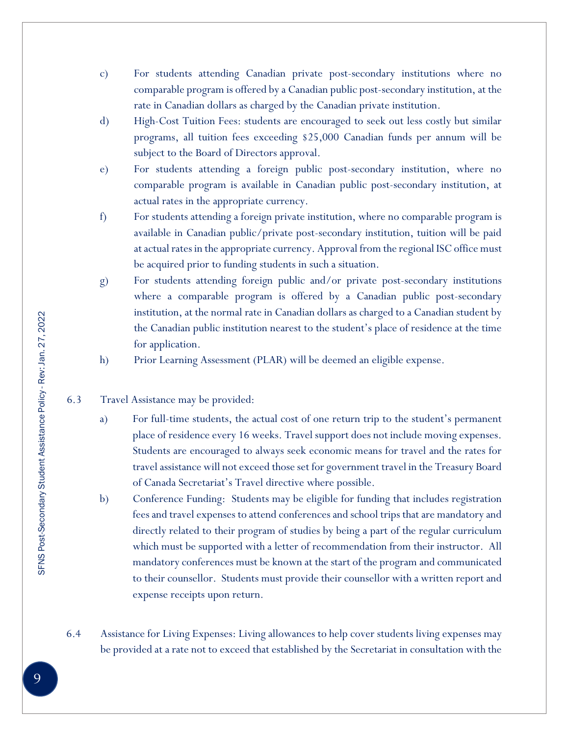c) For students attending Canadian private post-secondary institutions where no comparable program is offered by a Canadian public post-secondary institution, at the rate in Canadian dollars as charged by the Canadian private institution.

d) High-Cost Tuition Fees: students are encouraged to seek out less costly but similar programs, all tuition fees exceeding $25,000 Canadian funds per annum will be subject to the Board of Directors approval.

e) For students attending a foreign public post-secondary institution, where no comparable program is available in Canadian public post-secondary institution, at actual rates in the appropriate currency.

f) For students attending a foreign private institution, where no comparable program is available in Canadian public/private post-secondary institution, tuition will be paid at actual rates in the appropriate currency. Approval from the regional ISC office must be acquired prior to funding students in such a situation.

g) For students attending foreign public and/or private post-secondary institutions where a comparable program is offered by a Canadian public post-secondary institution, at the normal rate in Canadian dollars as charged to a Canadian student by the Canadian public institution nearest to the student's place of residence at the time for application.

h) Prior Learning Assessment (PLAR) will be deemed an eligible expense.

6.3 Travel Assistance may be provided:

a) For full-time students, the actual cost of one return trip to the student's permanent place of residence every 16 weeks. Travel support does not include moving expenses. Students are encouraged to always seek economic means for travel and the rates for travel assistance will not exceed those set for government travel in the Treasury Board of Canada Secretariat's Travel directive where possible.

b) Conference Funding: Students may be eligible for funding that includes registration fees and travel expenses to attend conferences and school trips that are mandatory and directly related to their program of studies by being a part of the regular curriculum which must be supported with a letter of recommendation from their instructor. All mandatory conferences must be known at the start of the program and communicated to their counsellor. Students must provide their counsellor with a written report and expense receipts upon return.

6.4 Assistance for Living Expenses: Living allowances to help cover students living expenses may be provided at a rate not to exceed that established by the Secretariat in consultation with the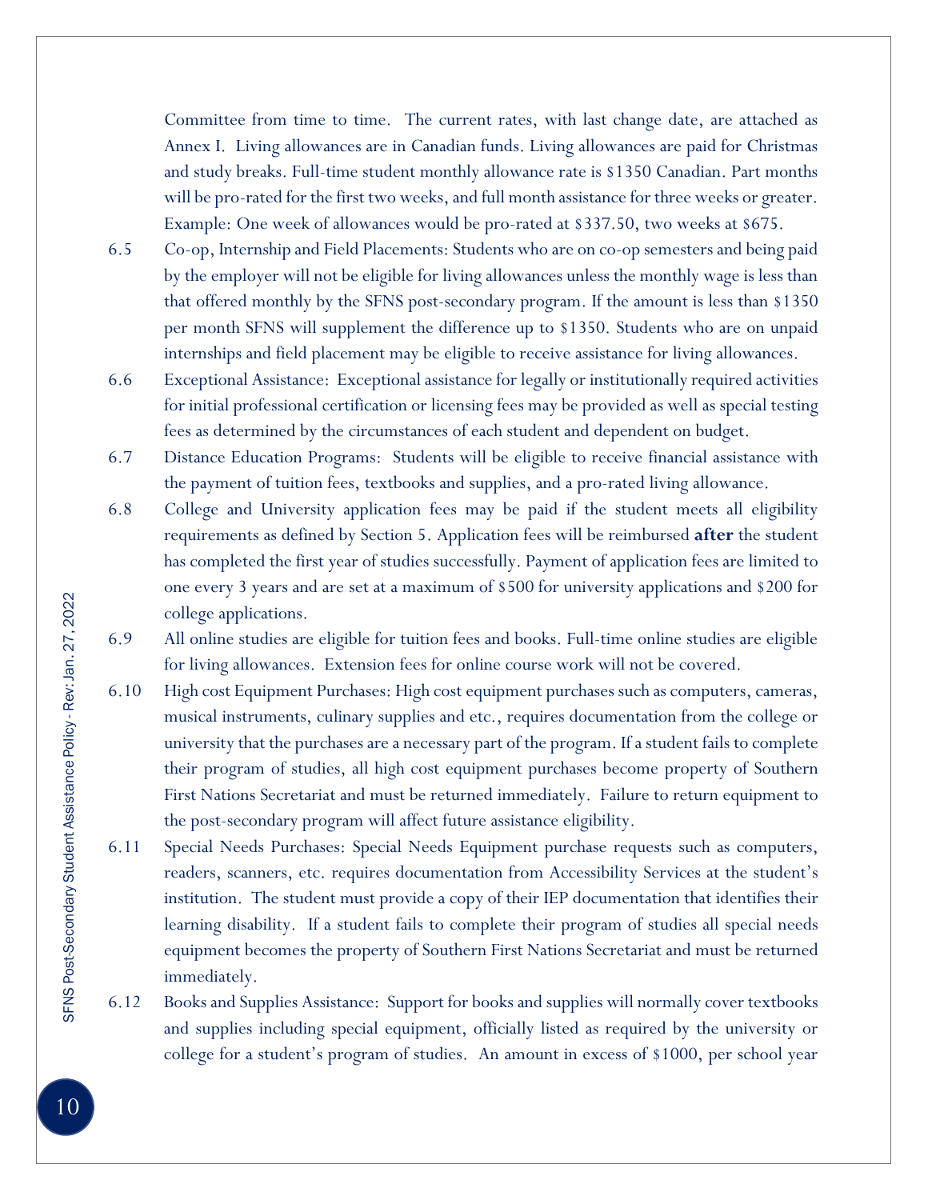Committee from time to time. The current rates, with last change date, are attached as Annex I. Living allowances are in Canadian funds. Living allowances are paid for Christmas and study breaks. Full-time student monthly allowance rate is $1350 Canadian. Part months will be pro-rated for the first two weeks, and full month assistance for three weeks or greater. Example: One week of allowances would be pro-rated at $337.50, two weeks at $675.

6.5 Co-op, Internship and Field Placements: Students who are on co-op semesters and being paid by the employer will not be eligible for living allowances unless the monthly wage is less than that offered monthly by the SFNS post-secondary program. If the amount is less than $1350 per month SFNS will supplement the difference up to $1350. Students who are on unpaid internships and field placement may be eligible to receive assistance for living allowances.

6.6 Exceptional Assistance: Exceptional assistance for legally or institutionally required activities for initial professional certification or licensing fees may be provided as well as special testing fees as determined by the circumstances of each student and dependent on budget.

6.7 Distance Education Programs: Students will be eligible to receive financial assistance with the payment of tuition fees, textbooks and supplies, and a pro-rated living allowance.

6.8 College and University application fees may be paid if the student meets all eligibility requirements as defined by Section 5. Application fees will be reimbursed **after** the student has completed the first year of studies successfully. Payment of application fees are limited to one every 3 years and are set at a maximum of $500 for university applications and $200 for college applications.

6.9 All online studies are eligible for tuition fees and books. Full-time online studies are eligible for living allowances. Extension fees for online course work will not be covered.

6.10 High cost Equipment Purchases: High cost equipment purchases such as computers, cameras, musical instruments, culinary supplies and etc., requires documentation from the college or university that the purchases are a necessary part of the program. If a student fails to complete their program of studies, all high cost equipment purchases become property of Southern First Nations Secretariat and must be returned immediately. Failure to return equipment to the post-secondary program will affect future assistance eligibility.

6.11 Special Needs Purchases: Special Needs Equipment purchase requests such as computers, readers, scanners, etc. requires documentation from Accessibility Services at the student's institution. The student must provide a copy of their IEP documentation that identifies their learning disability. If a student fails to complete their program of studies all special needs equipment becomes the property of Southern First Nations Secretariat and must be returned immediately.

6.12 Books and Supplies Assistance: Support for books and supplies will normally cover textbooks and supplies including special equipment, officially listed as required by the university or college for a student's program of studies. An amount in excess of $1000, per school year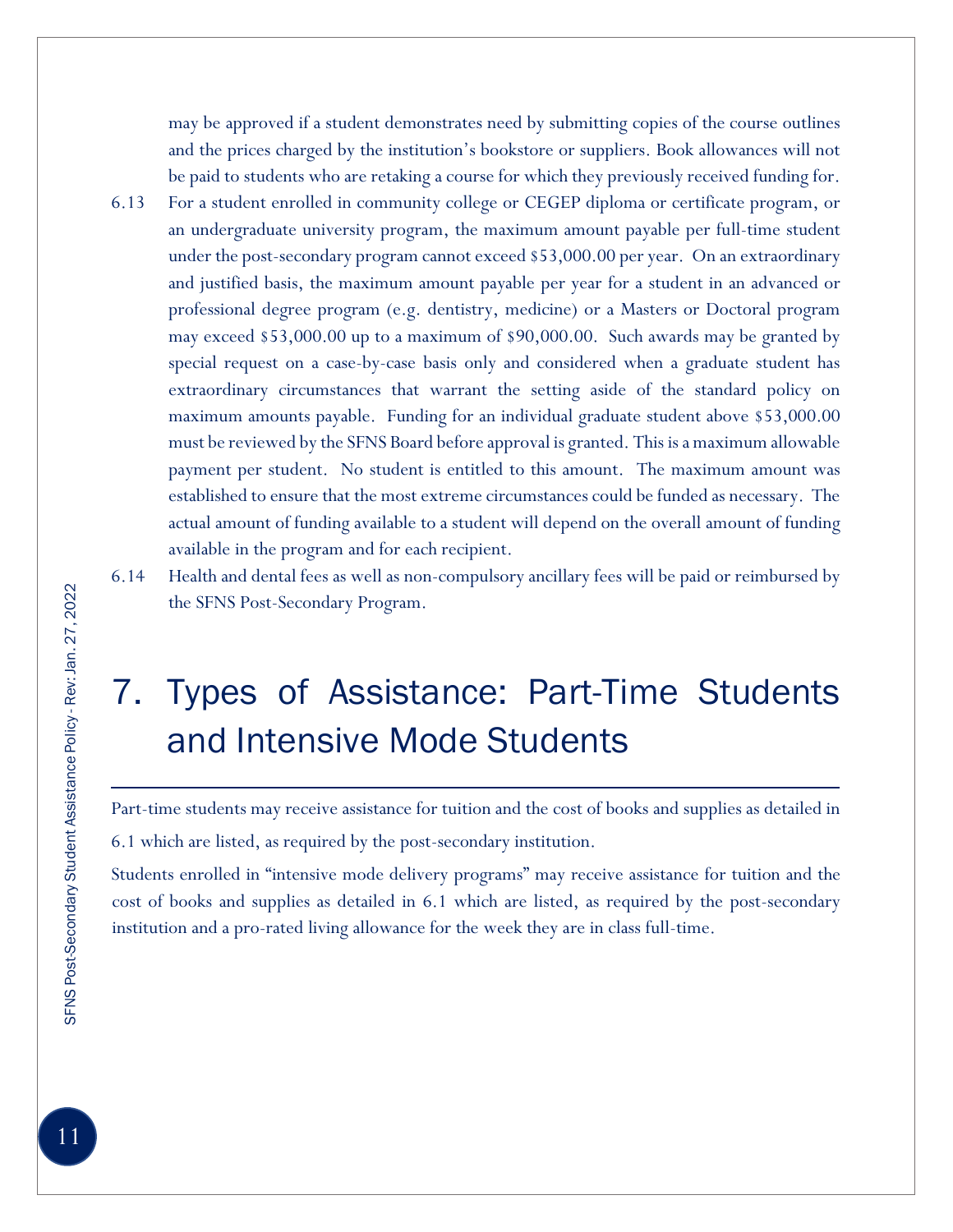may be approved if a student demonstrates need by submitting copies of the course outlines and the prices charged by the institution's bookstore or suppliers. Book allowances will not be paid to students who are retaking a course for which they previously received funding for.

6.13 For a student enrolled in community college or CEGEP diploma or certificate program, or an undergraduate university program, the maximum amount payable per full-time student under the post-secondary program cannot exceed $53,000.00 per year. On an extraordinary and justified basis, the maximum amount payable per year for a student in an advanced or professional degree program (e.g. dentistry, medicine) or a Masters or Doctoral program may exceed $53,000.00 up to a maximum of $90,000.00. Such awards may be granted by special request on a case-by-case basis only and considered when a graduate student has extraordinary circumstances that warrant the setting aside of the standard policy on maximum amounts payable. Funding for an individual graduate student above $53,000.00 must be reviewed by the SFNS Board before approval is granted. This is a maximum allowable payment per student. No student is entitled to this amount. The maximum amount was established to ensure that the most extreme circumstances could be funded as necessary. The actual amount of funding available to a student will depend on the overall amount of funding available in the program and for each recipient.

6.14 Health and dental fees as well as non-compulsory ancillary fees will be paid or reimbursed by the SFNS Post-Secondary Program.

# 7. Types of Assistance: Part-Time Students and Intensive Mode Students

Part-time students may receive assistance for tuition and the cost of books and supplies as detailed in 6.1 which are listed, as required by the post-secondary institution.

Students enrolled in "intensive mode delivery programs" may receive assistance for tuition and the cost of books and supplies as detailed in 6.1 which are listed, as required by the post-secondary institution and a pro-rated living allowance for the week they are in class full-time.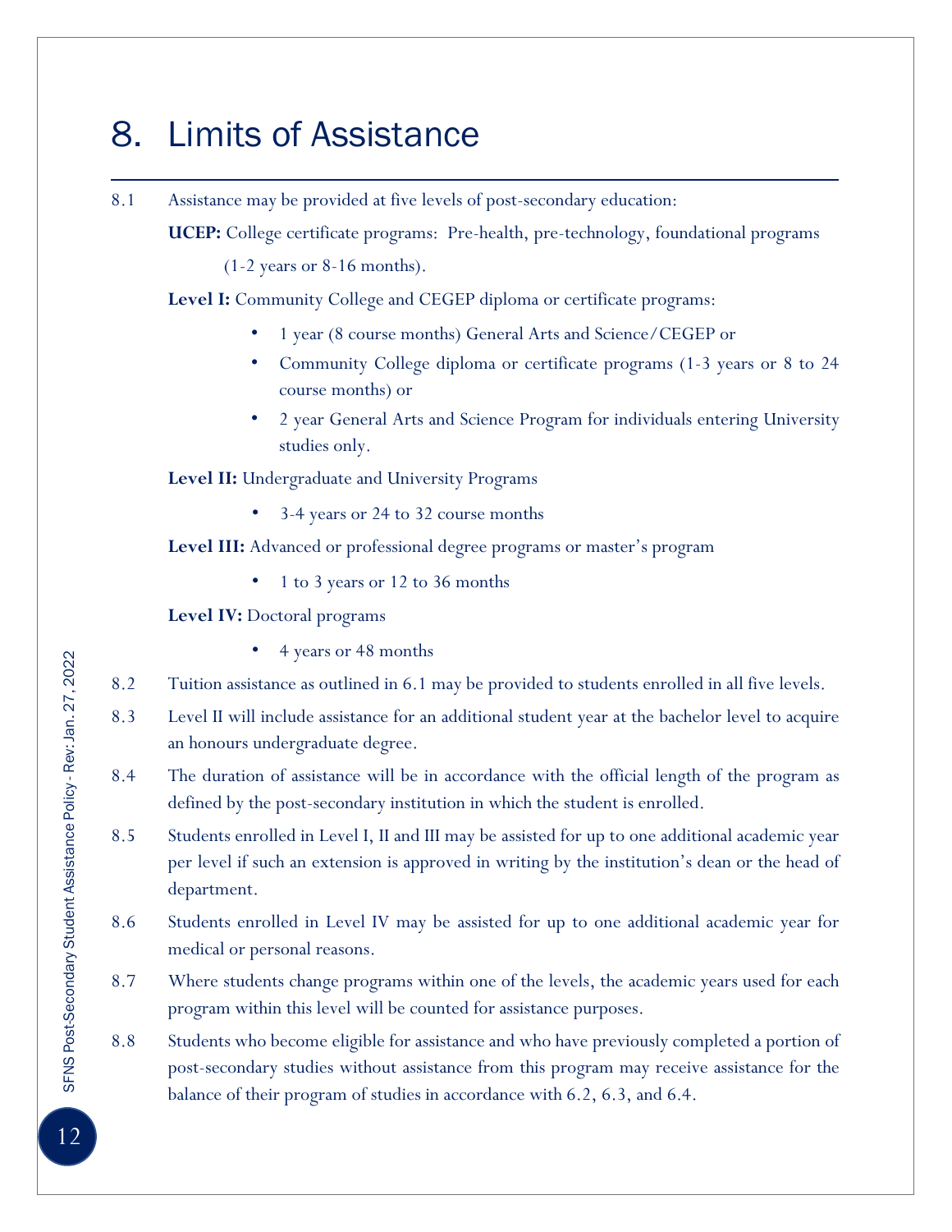# 8. Limits of Assistance

8.1 Assistance may be provided at five levels of post-secondary education:

**UCEP:** College certificate programs: Pre-health, pre-technology, foundational programs (1-2 years or 8-16 months).

**Level I:** Community College and CEGEP diploma or certificate programs:

- 1 year (8 course months) General Arts and Science/CEGEP or
- Community College diploma or certificate programs (1-3 years or 8 to 24 course months) or
- 2 year General Arts and Science Program for individuals entering University studies only.

**Level II:** Undergraduate and University Programs

- 3-4 years or 24 to 32 course months

**Level III:** Advanced or professional degree programs or master's program

- 1 to 3 years or 12 to 36 months

**Level IV:** Doctoral programs

- 4 years or 48 months

8.2 Tuition assistance as outlined in 6.1 may be provided to students enrolled in all five levels.

8.3 Level II will include assistance for an additional student year at the bachelor level to acquire an honours undergraduate degree.

8.4 The duration of assistance will be in accordance with the official length of the program as defined by the post-secondary institution in which the student is enrolled.

8.5 Students enrolled in Level I, II and III may be assisted for up to one additional academic year per level if such an extension is approved in writing by the institution's dean or the head of department.

8.6 Students enrolled in Level IV may be assisted for up to one additional academic year for medical or personal reasons.

8.7 Where students change programs within one of the levels, the academic years used for each program within this level will be counted for assistance purposes.

8.8 Students who become eligible for assistance and who have previously completed a portion of post-secondary studies without assistance from this program may receive assistance for the balance of their program of studies in accordance with 6.2, 6.3, and 6.4.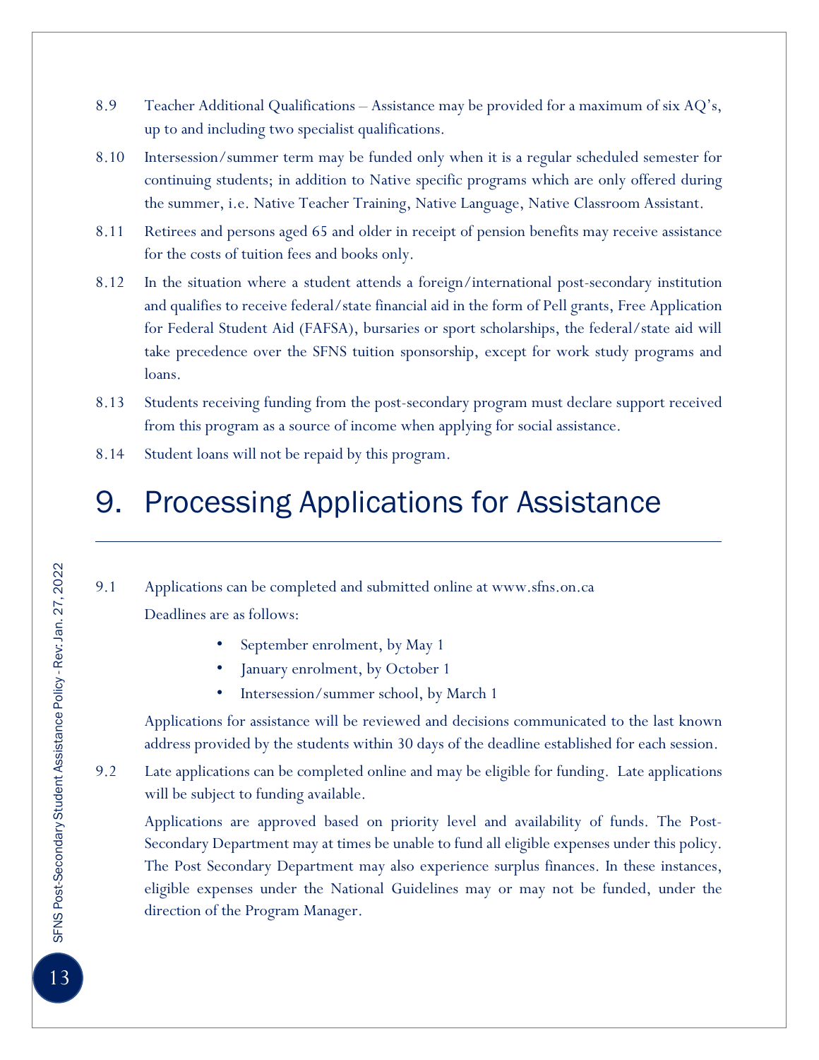8.9 Teacher Additional Qualifications – Assistance may be provided for a maximum of six AQ's, up to and including two specialist qualifications.

8.10 Intersession/summer term may be funded only when it is a regular scheduled semester for continuing students; in addition to Native specific programs which are only offered during the summer, i.e. Native Teacher Training, Native Language, Native Classroom Assistant.

8.11 Retirees and persons aged 65 and older in receipt of pension benefits may receive assistance for the costs of tuition fees and books only.

8.12 In the situation where a student attends a foreign/international post-secondary institution and qualifies to receive federal/state financial aid in the form of Pell grants, Free Application for Federal Student Aid (FAFSA), bursaries or sport scholarships, the federal/state aid will take precedence over the SFNS tuition sponsorship, except for work study programs and loans.

8.13 Students receiving funding from the post-secondary program must declare support received from this program as a source of income when applying for social assistance.

8.14 Student loans will not be repaid by this program.

# 9. Processing Applications for Assistance

9.1 Applications can be completed and submitted online at www.sfns.on.ca

Deadlines are as follows:

- September enrolment, by May 1
- January enrolment, by October 1
- Intersession/summer school, by March 1

Applications for assistance will be reviewed and decisions communicated to the last known address provided by the students within 30 days of the deadline established for each session.

9.2 Late applications can be completed online and may be eligible for funding. Late applications will be subject to funding available.

Applications are approved based on priority level and availability of funds. The Post-Secondary Department may at times be unable to fund all eligible expenses under this policy. The Post Secondary Department may also experience surplus finances. In these instances, eligible expenses under the National Guidelines may or may not be funded, under the direction of the Program Manager.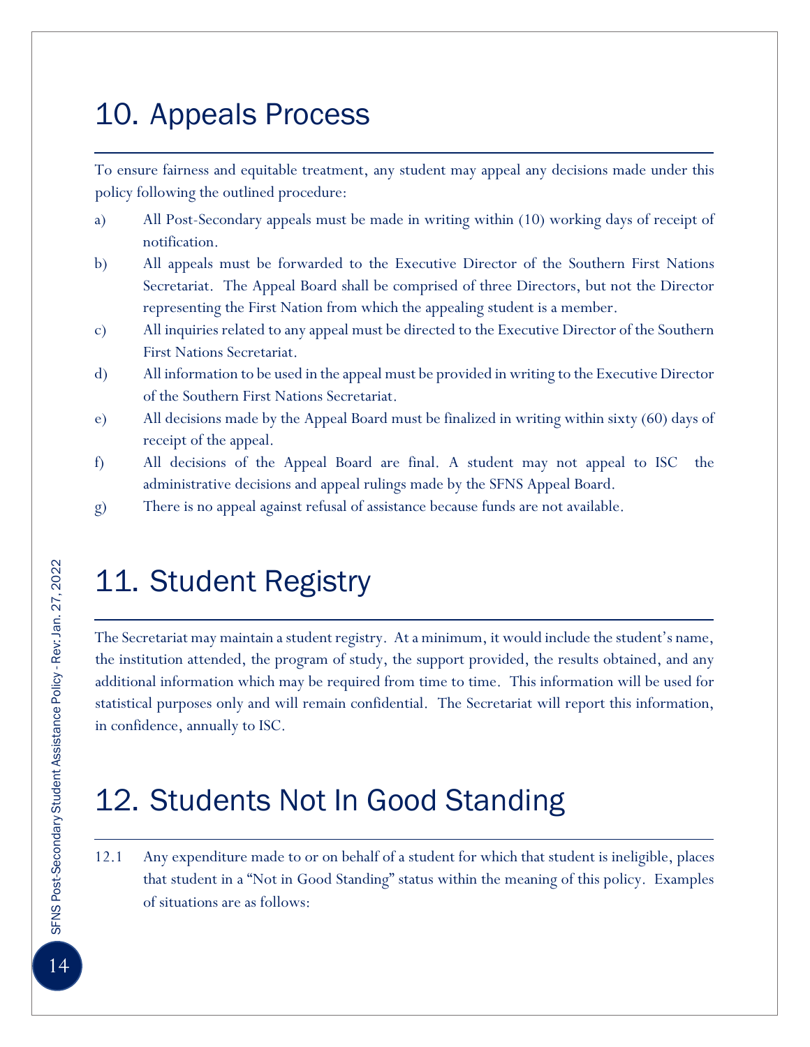## 10. Appeals Process

To ensure fairness and equitable treatment, any student may appeal any decisions made under this policy following the outlined procedure:

a) All Post-Secondary appeals must be made in writing within (10) working days of receipt of notification.

b) All appeals must be forwarded to the Executive Director of the Southern First Nations Secretariat. The Appeal Board shall be comprised of three Directors, but not the Director representing the First Nation from which the appealing student is a member.

c) All inquiries related to any appeal must be directed to the Executive Director of the Southern First Nations Secretariat.

d) All information to be used in the appeal must be provided in writing to the Executive Director of the Southern First Nations Secretariat.

e) All decisions made by the Appeal Board must be finalized in writing within sixty (60) days of receipt of the appeal.

f) All decisions of the Appeal Board are final. A student may not appeal to ISC the administrative decisions and appeal rulings made by the SFNS Appeal Board.

g) There is no appeal against refusal of assistance because funds are not available.

## 11. Student Registry

The Secretariat may maintain a student registry. At a minimum, it would include the student's name, the institution attended, the program of study, the support provided, the results obtained, and any additional information which may be required from time to time. This information will be used for statistical purposes only and will remain confidential. The Secretariat will report this information, in confidence, annually to ISC.

## 12. Students Not In Good Standing

12.1 Any expenditure made to or on behalf of a student for which that student is ineligible, places that student in a "Not in Good Standing" status within the meaning of this policy. Examples of situations are as follows: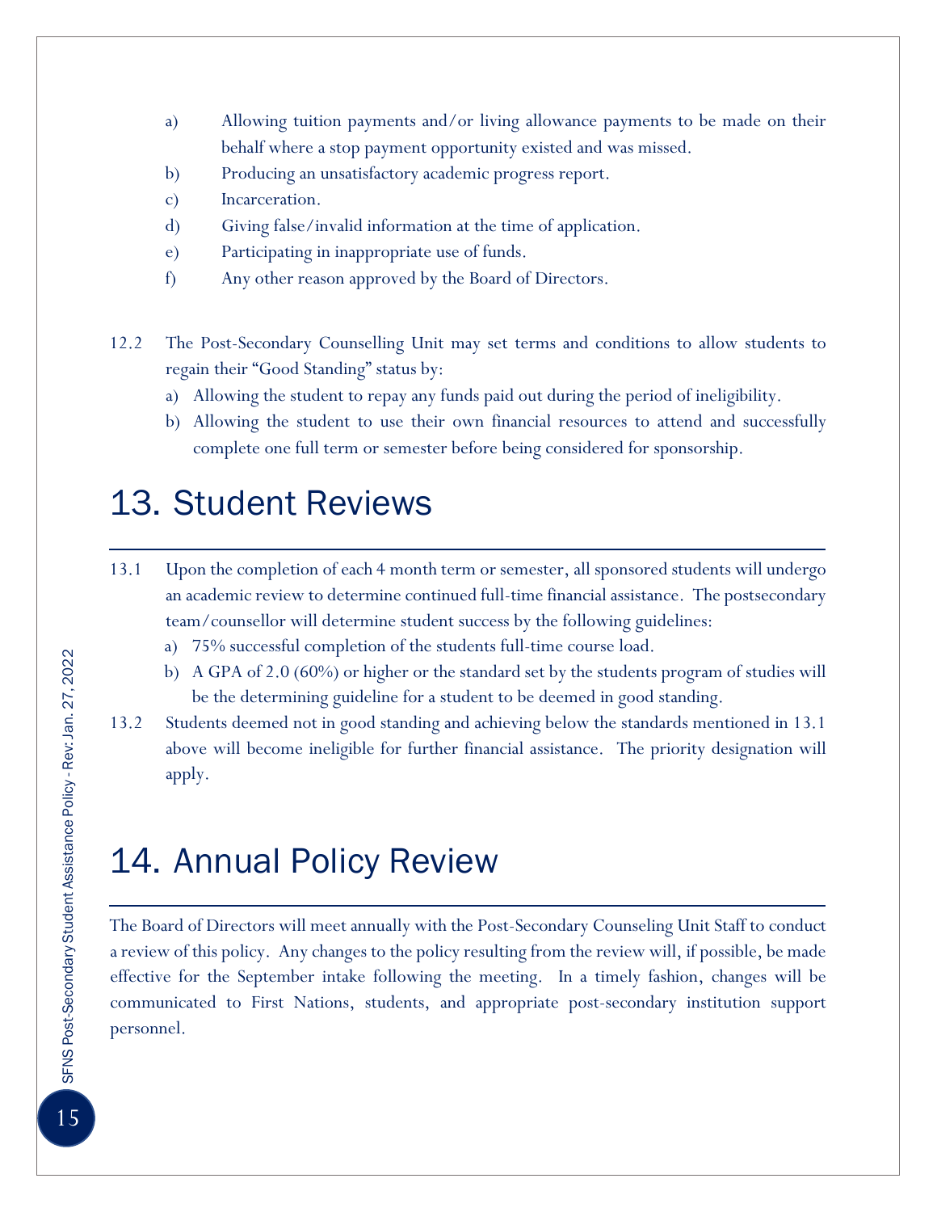a) Allowing tuition payments and/or living allowance payments to be made on their behalf where a stop payment opportunity existed and was missed.
b) Producing an unsatisfactory academic progress report.
c) Incarceration.
d) Giving false/invalid information at the time of application.
e) Participating in inappropriate use of funds.
f) Any other reason approved by the Board of Directors.

12.2 The Post-Secondary Counselling Unit may set terms and conditions to allow students to regain their "Good Standing" status by:

a) Allowing the student to repay any funds paid out during the period of ineligibility.
b) Allowing the student to use their own financial resources to attend and successfully complete one full term or semester before being considered for sponsorship.

# 13. Student Reviews

13.1 Upon the completion of each 4 month term or semester, all sponsored students will undergo an academic review to determine continued full-time financial assistance. The postsecondary team/counsellor will determine student success by the following guidelines:

a) 75% successful completion of the students full-time course load.
b) A GPA of 2.0 (60%) or higher or the standard set by the students program of studies will be the determining guideline for a student to be deemed in good standing.

13.2 Students deemed not in good standing and achieving below the standards mentioned in 13.1 above will become ineligible for further financial assistance. The priority designation will apply.

# 14. Annual Policy Review

The Board of Directors will meet annually with the Post-Secondary Counseling Unit Staff to conduct a review of this policy. Any changes to the policy resulting from the review will, if possible, be made effective for the September intake following the meeting. In a timely fashion, changes will be communicated to First Nations, students, and appropriate post-secondary institution support personnel.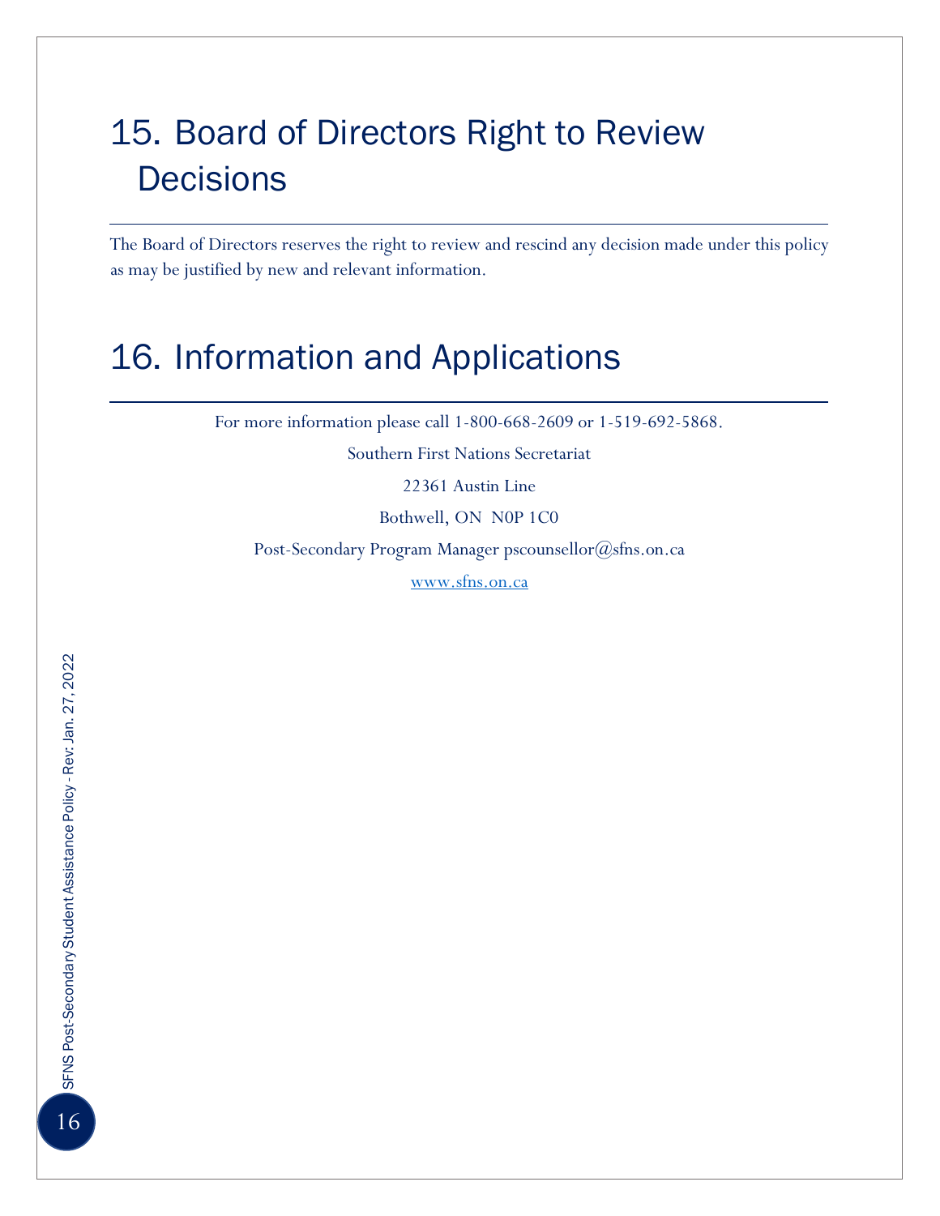# 15. Board of Directors Right to Review Decisions

The Board of Directors reserves the right to review and rescind any decision made under this policy as may be justified by new and relevant information.

# 16. Information and Applications

For more information please call 1-800-668-2609 or 1-519-692-5868.

Southern First Nations Secretariat

22361 Austin Line

Bothwell, ON N0P 1C0

Post-Secondary Program Manager pscounsellor@sfns.on.ca

www.sfns.on.ca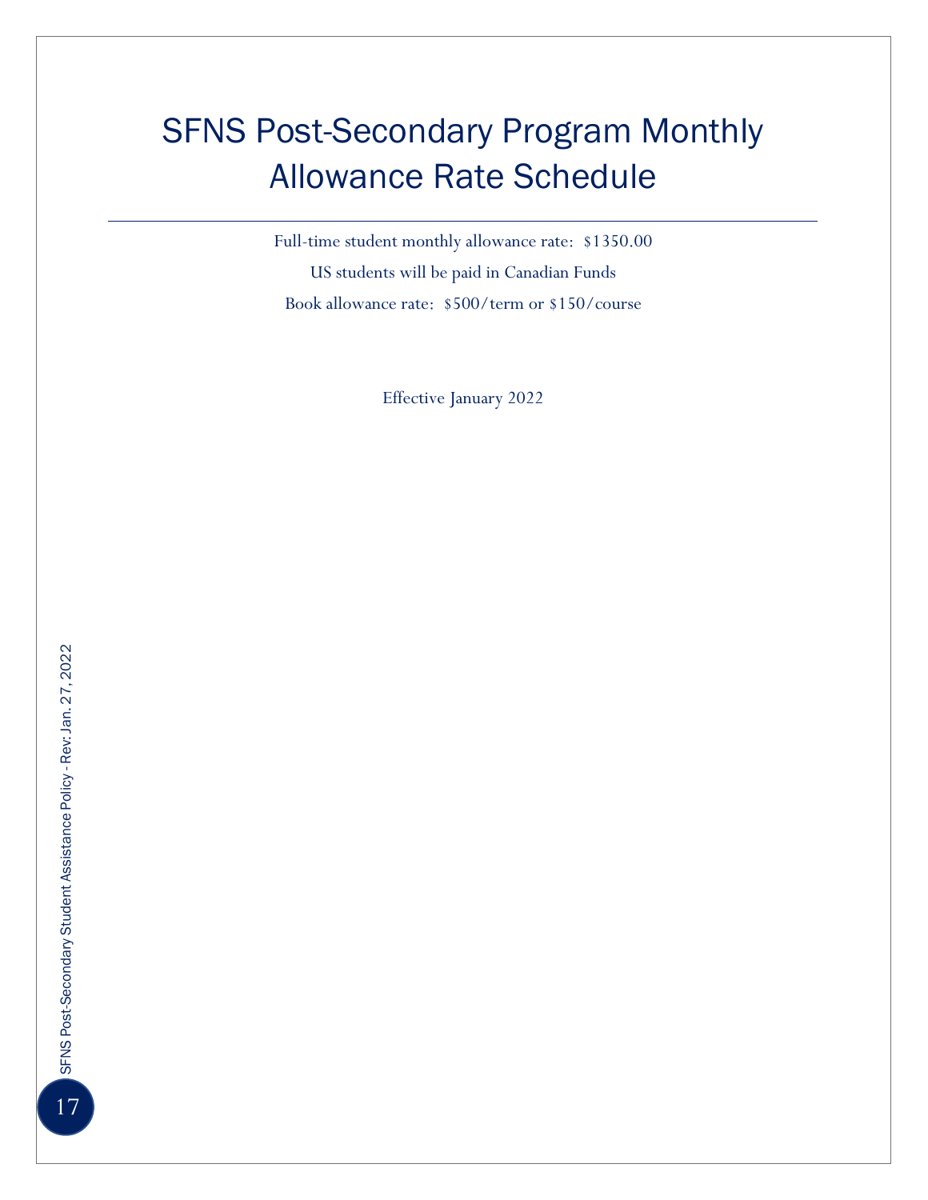# SFNS Post-Secondary Program Monthly Allowance Rate Schedule

Full-time student monthly allowance rate: $1350.00

US students will be paid in Canadian Funds

Book allowance rate: $500/term or $150/course

Effective January 2022